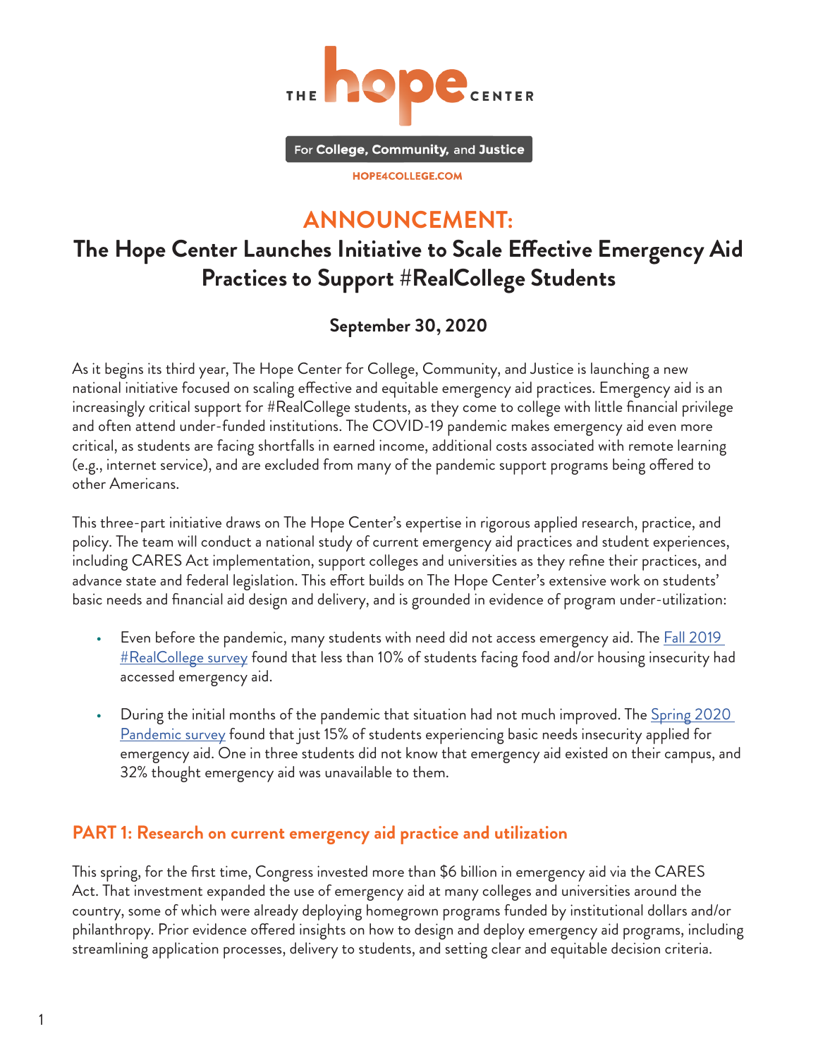THE hope CENTER

For College, Community, and Justice

HOPE4COLLEGE.COM

# ANNOUNCEMENT:

## The Hope Center Launches Initiative to Scale Effective Emergency Aid Practices to Support #RealCollege Students

### September 30, 2020

As it begins its third year, The Hope Center for College, Community, and Justice is launching a new national initiative focused on scaling effective and equitable emergency aid practices. Emergency aid is an increasingly critical support for #RealCollege students, as they come to college with little financial privilege and often attend under-funded institutions. The COVID-19 pandemic makes emergency aid even more critical, as students are facing shortfalls in earned income, additional costs associated with remote learning (e.g., internet service), and are excluded from many of the pandemic support programs being offered to other Americans.

This three-part initiative draws on The Hope Center's expertise in rigorous applied research, practice, and policy. The team will conduct a national study of current emergency aid practices and student experiences, including CARES Act implementation, support colleges and universities as they refine their practices, and advance state and federal legislation. This effort builds on The Hope Center's extensive work on students' basic needs and financial aid design and delivery, and is grounded in evidence of program under-utilization:

- Even before the pandemic, many students with need did not access emergency aid. The Fall 2019 #RealCollege survey found that less than 10% of students facing food and/or housing insecurity had accessed emergency aid.
- During the initial months of the pandemic that situation had not much improved. The Spring 2020 Pandemic survey found that just 15% of students experiencing basic needs insecurity applied for emergency aid. One in three students did not know that emergency aid existed on their campus, and 32% thought emergency aid was unavailable to them.

### PART 1: Research on current emergency aid practice and utilization

This spring, for the first time, Congress invested more than $6 billion in emergency aid via the CARES Act. That investment expanded the use of emergency aid at many colleges and universities around the country, some of which were already deploying homegrown programs funded by institutional dollars and/or philanthropy. Prior evidence offered insights on how to design and deploy emergency aid programs, including streamlining application processes, delivery to students, and setting clear and equitable decision criteria.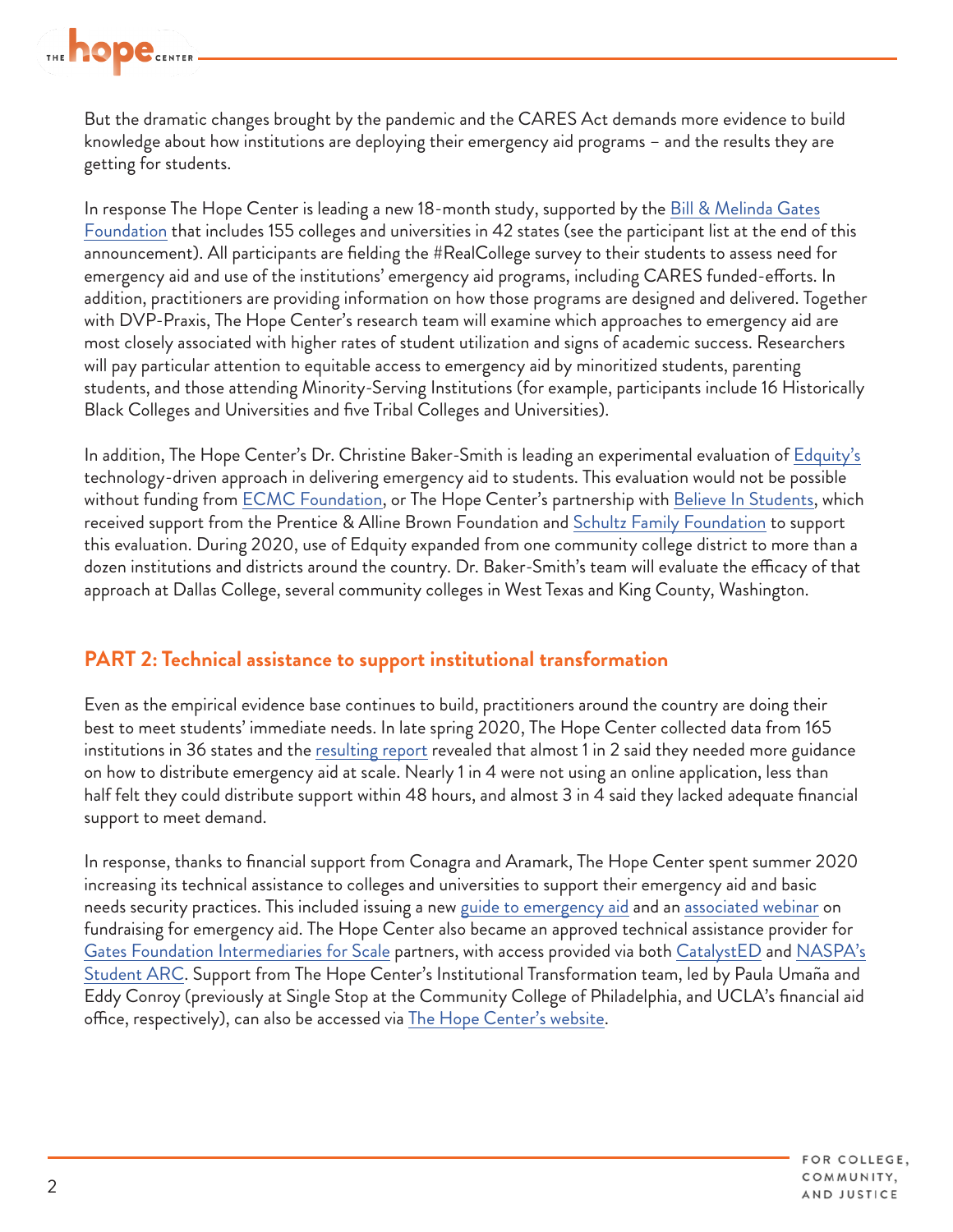But the dramatic changes brought by the pandemic and the CARES Act demands more evidence to build knowledge about how institutions are deploying their emergency aid programs – and the results they are getting for students.

In response The Hope Center is leading a new 18-month study, supported by the Bill & Melinda Gates Foundation that includes 155 colleges and universities in 42 states (see the participant list at the end of this announcement). All participants are fielding the #RealCollege survey to their students to assess need for emergency aid and use of the institutions' emergency aid programs, including CARES funded-efforts. In addition, practitioners are providing information on how those programs are designed and delivered. Together with DVP-Praxis, The Hope Center's research team will examine which approaches to emergency aid are most closely associated with higher rates of student utilization and signs of academic success. Researchers will pay particular attention to equitable access to emergency aid by minoritized students, parenting students, and those attending Minority-Serving Institutions (for example, participants include 16 Historically Black Colleges and Universities and five Tribal Colleges and Universities).

In addition, The Hope Center's Dr. Christine Baker-Smith is leading an experimental evaluation of Edquity's technology-driven approach in delivering emergency aid to students. This evaluation would not be possible without funding from ECMC Foundation, or The Hope Center's partnership with Believe In Students, which received support from the Prentice & Alline Brown Foundation and Schultz Family Foundation to support this evaluation. During 2020, use of Edquity expanded from one community college district to more than a dozen institutions and districts around the country. Dr. Baker-Smith's team will evaluate the efficacy of that approach at Dallas College, several community colleges in West Texas and King County, Washington.

## PART 2: Technical assistance to support institutional transformation

Even as the empirical evidence base continues to build, practitioners around the country are doing their best to meet students' immediate needs. In late spring 2020, The Hope Center collected data from 165 institutions in 36 states and the resulting report revealed that almost 1 in 2 said they needed more guidance on how to distribute emergency aid at scale. Nearly 1 in 4 were not using an online application, less than half felt they could distribute support within 48 hours, and almost 3 in 4 said they lacked adequate financial support to meet demand.

In response, thanks to financial support from Conagra and Aramark, The Hope Center spent summer 2020 increasing its technical assistance to colleges and universities to support their emergency aid and basic needs security practices. This included issuing a new guide to emergency aid and an associated webinar on fundraising for emergency aid. The Hope Center also became an approved technical assistance provider for Gates Foundation Intermediaries for Scale partners, with access provided via both CatalystED and NASPA's Student ARC. Support from The Hope Center's Institutional Transformation team, led by Paula Umaña and Eddy Conroy (previously at Single Stop at the Community College of Philadelphia, and UCLA's financial aid office, respectively), can also be accessed via The Hope Center's website.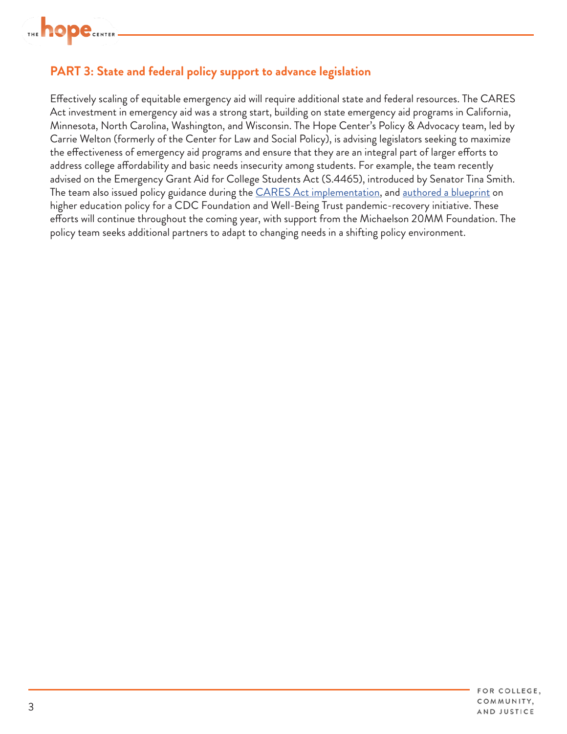## PART 3: State and federal policy support to advance legislation

Effectively scaling of equitable emergency aid will require additional state and federal resources. The CARES Act investment in emergency aid was a strong start, building on state emergency aid programs in California, Minnesota, North Carolina, Washington, and Wisconsin. The Hope Center's Policy & Advocacy team, led by Carrie Welton (formerly of the Center for Law and Social Policy), is advising legislators seeking to maximize the effectiveness of emergency aid programs and ensure that they are an integral part of larger efforts to address college affordability and basic needs insecurity among students. For example, the team recently advised on the Emergency Grant Aid for College Students Act (S.4465), introduced by Senator Tina Smith. The team also issued policy guidance during the CARES Act implementation, and authored a blueprint on higher education policy for a CDC Foundation and Well-Being Trust pandemic-recovery initiative. These efforts will continue throughout the coming year, with support from the Michaelson 20MM Foundation. The policy team seeks additional partners to adapt to changing needs in a shifting policy environment.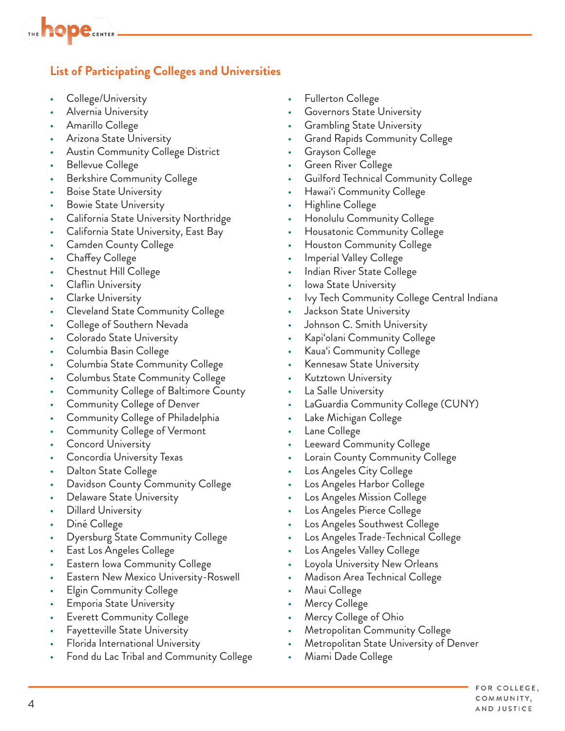## List of Participating Colleges and Universities

- College/University
- Alvernia University
- Amarillo College
- Arizona State University
- Austin Community College District
- Bellevue College
- Berkshire Community College
- Boise State University
- Bowie State University
- California State University Northridge
- California State University, East Bay
- Camden County College
- Chaffey College
- Chestnut Hill College
- Claflin University
- Clarke University
- Cleveland State Community College
- College of Southern Nevada
- Colorado State University
- Columbia Basin College
- Columbia State Community College
- Columbus State Community College
- Community College of Baltimore County
- Community College of Denver
- Community College of Philadelphia
- Community College of Vermont
- Concord University
- Concordia University Texas
- Dalton State College
- Davidson County Community College
- Delaware State University
- Dillard University
- Diné College
- Dyersburg State Community College
- East Los Angeles College
- Eastern Iowa Community College
- Eastern New Mexico University-Roswell
- Elgin Community College
- Emporia State University
- Everett Community College
- Fayetteville State University
- Florida International University
- Fond du Lac Tribal and Community College
- Fullerton College
- Governors State University
- Grambling State University
- Grand Rapids Community College
- Grayson College
- Green River College
- Guilford Technical Community College
- Hawai'i Community College
- Highline College
- Honolulu Community College
- Housatonic Community College
- Houston Community College
- Imperial Valley College
- Indian River State College
- Iowa State University
- Ivy Tech Community College Central Indiana
- Jackson State University
- Johnson C. Smith University
- Kapi'olani Community College
- Kaua'i Community College
- Kennesaw State University
- Kutztown University
- La Salle University
- LaGuardia Community College (CUNY)
- Lake Michigan College
- Lane College
- Leeward Community College
- Lorain County Community College
- Los Angeles City College
- Los Angeles Harbor College
- Los Angeles Mission College
- Los Angeles Pierce College
- Los Angeles Southwest College
- Los Angeles Trade-Technical College
- Los Angeles Valley College
- Loyola University New Orleans
- Madison Area Technical College
- Maui College
- Mercy College
- Mercy College of Ohio
- Metropolitan Community College
- Metropolitan State University of Denver
- Miami Dade College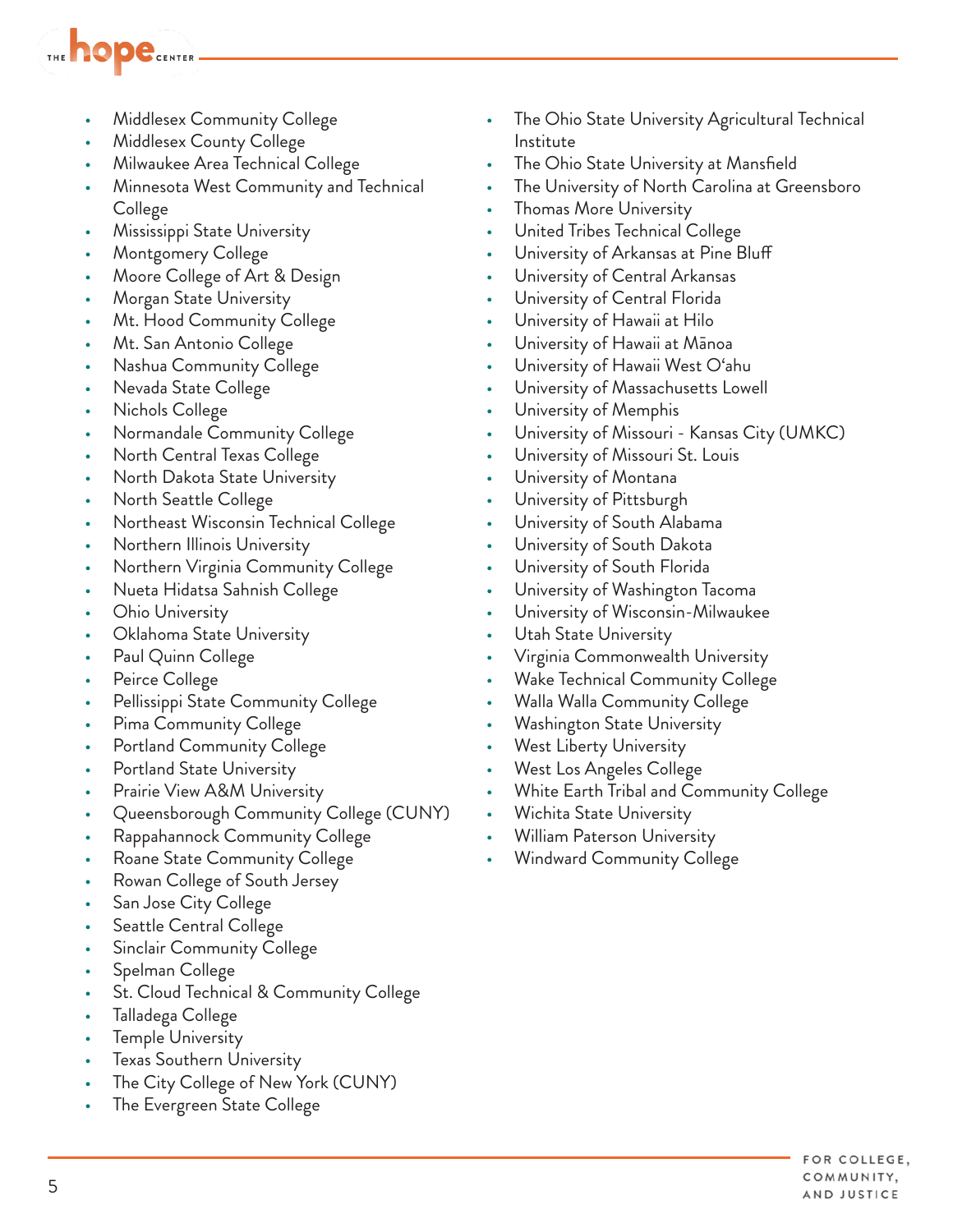- Middlesex Community College
- Middlesex County College
- Milwaukee Area Technical College
- Minnesota West Community and Technical College
- Mississippi State University
- Montgomery College
- Moore College of Art & Design
- Morgan State University
- Mt. Hood Community College
- Mt. San Antonio College
- Nashua Community College
- Nevada State College
- Nichols College
- Normandale Community College
- North Central Texas College
- North Dakota State University
- North Seattle College
- Northeast Wisconsin Technical College
- Northern Illinois University
- Northern Virginia Community College
- Nueta Hidatsa Sahnish College
- Ohio University
- Oklahoma State University
- Paul Quinn College
- Peirce College
- Pellissippi State Community College
- Pima Community College
- Portland Community College
- Portland State University
- Prairie View A&M University
- Queensborough Community College (CUNY)
- Rappahannock Community College
- Roane State Community College
- Rowan College of South Jersey
- San Jose City College
- Seattle Central College
- Sinclair Community College
- Spelman College
- St. Cloud Technical & Community College
- Talladega College
- Temple University
- Texas Southern University
- The City College of New York (CUNY)
- The Evergreen State College
- The Ohio State University Agricultural Technical Institute
- The Ohio State University at Mansfield
- The University of North Carolina at Greensboro
- Thomas More University
- United Tribes Technical College
- University of Arkansas at Pine Bluff
- University of Central Arkansas
- University of Central Florida
- University of Hawaii at Hilo
- University of Hawaii at Mānoa
- University of Hawaii West O'ahu
- University of Massachusetts Lowell
- University of Memphis
- University of Missouri - Kansas City (UMKC)
- University of Missouri St. Louis
- University of Montana
- University of Pittsburgh
- University of South Alabama
- University of South Dakota
- University of South Florida
- University of Washington Tacoma
- University of Wisconsin-Milwaukee
- Utah State University
- Virginia Commonwealth University
- Wake Technical Community College
- Walla Walla Community College
- Washington State University
- West Liberty University
- West Los Angeles College
- White Earth Tribal and Community College
- Wichita State University
- William Paterson University
- Windward Community College